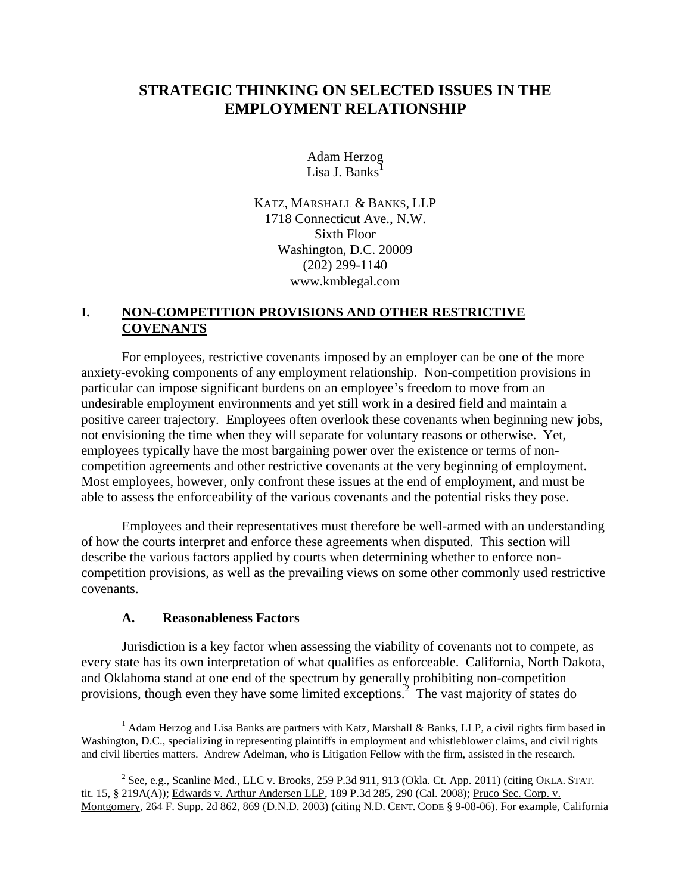# STRATEGIC THINKING ON SELECTED ISSUES IN THE EMPLOYMENT RELATIONSHIP

Adam Herzog
Lisa J. Banks[1]

KATZ, MARSHALL & BANKS, LLP
1718 Connecticut Ave., N.W.
Sixth Floor
Washington, D.C. 20009
(202) 299-1140
www.kmblegal.com

## I. NON-COMPETITION PROVISIONS AND OTHER RESTRICTIVE COVENANTS

For employees, restrictive covenants imposed by an employer can be one of the more anxiety-evoking components of any employment relationship. Non-competition provisions in particular can impose significant burdens on an employee's freedom to move from an undesirable employment environments and yet still work in a desired field and maintain a positive career trajectory. Employees often overlook these covenants when beginning new jobs, not envisioning the time when they will separate for voluntary reasons or otherwise. Yet, employees typically have the most bargaining power over the existence or terms of non-competition agreements and other restrictive covenants at the very beginning of employment. Most employees, however, only confront these issues at the end of employment, and must be able to assess the enforceability of the various covenants and the potential risks they pose.

Employees and their representatives must therefore be well-armed with an understanding of how the courts interpret and enforce these agreements when disputed. This section will describe the various factors applied by courts when determining whether to enforce non-competition provisions, as well as the prevailing views on some other commonly used restrictive covenants.

### A. Reasonableness Factors

Jurisdiction is a key factor when assessing the viability of covenants not to compete, as every state has its own interpretation of what qualifies as enforceable. California, North Dakota, and Oklahoma stand at one end of the spectrum by generally prohibiting non-competition provisions, though even they have some limited exceptions.[2] The vast majority of states do

---

[1] Adam Herzog and Lisa Banks are partners with Katz, Marshall & Banks, LLP, a civil rights firm based in Washington, D.C., specializing in representing plaintiffs in employment and whistleblower claims, and civil rights and civil liberties matters. Andrew Adelman, who is Litigation Fellow with the firm, assisted in the research.

[2] See, e.g., Scanline Med., LLC v. Brooks, 259 P.3d 911, 913 (Okla. Ct. App. 2011) (citing OKLA. STAT. tit. 15, § 219A(A)); Edwards v. Arthur Andersen LLP, 189 P.3d 285, 290 (Cal. 2008); Pruco Sec. Corp. v. Montgomery, 264 F. Supp. 2d 862, 869 (D.N.D. 2003) (citing N.D. CENT. CODE § 9-08-06). For example, California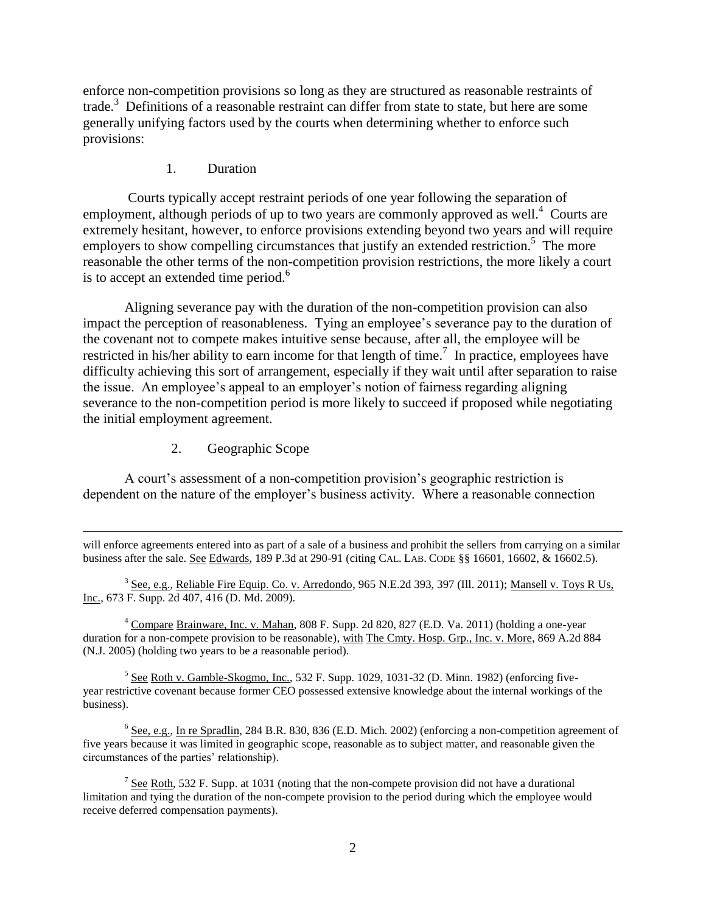enforce non-competition provisions so long as they are structured as reasonable restraints of trade.[3] Definitions of a reasonable restraint can differ from state to state, but here are some generally unifying factors used by the courts when determining whether to enforce such provisions:

1. Duration

Courts typically accept restraint periods of one year following the separation of employment, although periods of up to two years are commonly approved as well.[4] Courts are extremely hesitant, however, to enforce provisions extending beyond two years and will require employers to show compelling circumstances that justify an extended restriction.[5] The more reasonable the other terms of the non-competition provision restrictions, the more likely a court is to accept an extended time period.[6]

Aligning severance pay with the duration of the non-competition provision can also impact the perception of reasonableness. Tying an employee's severance pay to the duration of the covenant not to compete makes intuitive sense because, after all, the employee will be restricted in his/her ability to earn income for that length of time.[7] In practice, employees have difficulty achieving this sort of arrangement, especially if they wait until after separation to raise the issue. An employee's appeal to an employer's notion of fairness regarding aligning severance to the non-competition period is more likely to succeed if proposed while negotiating the initial employment agreement.

2. Geographic Scope

A court's assessment of a non-competition provision's geographic restriction is dependent on the nature of the employer's business activity. Where a reasonable connection

---

will enforce agreements entered into as part of a sale of a business and prohibit the sellers from carrying on a similar business after the sale. See Edwards, 189 P.3d at 290-91 (citing CAL. LAB. CODE §§ 16601, 16602, & 16602.5).

[3] See, e.g., Reliable Fire Equip. Co. v. Arredondo, 965 N.E.2d 393, 397 (Ill. 2011); Mansell v. Toys R Us, Inc., 673 F. Supp. 2d 407, 416 (D. Md. 2009).

[4] Compare Brainware, Inc. v. Mahan, 808 F. Supp. 2d 820, 827 (E.D. Va. 2011) (holding a one-year duration for a non-compete provision to be reasonable), with The Cmty. Hosp. Grp., Inc. v. More, 869 A.2d 884 (N.J. 2005) (holding two years to be a reasonable period).

[5] See Roth v. Gamble-Skogmo, Inc., 532 F. Supp. 1029, 1031-32 (D. Minn. 1982) (enforcing five-year restrictive covenant because former CEO possessed extensive knowledge about the internal workings of the business).

[6] See, e.g., In re Spradlin, 284 B.R. 830, 836 (E.D. Mich. 2002) (enforcing a non-competition agreement of five years because it was limited in geographic scope, reasonable as to subject matter, and reasonable given the circumstances of the parties' relationship).

[7] See Roth, 532 F. Supp. at 1031 (noting that the non-compete provision did not have a durational limitation and tying the duration of the non-compete provision to the period during which the employee would receive deferred compensation payments).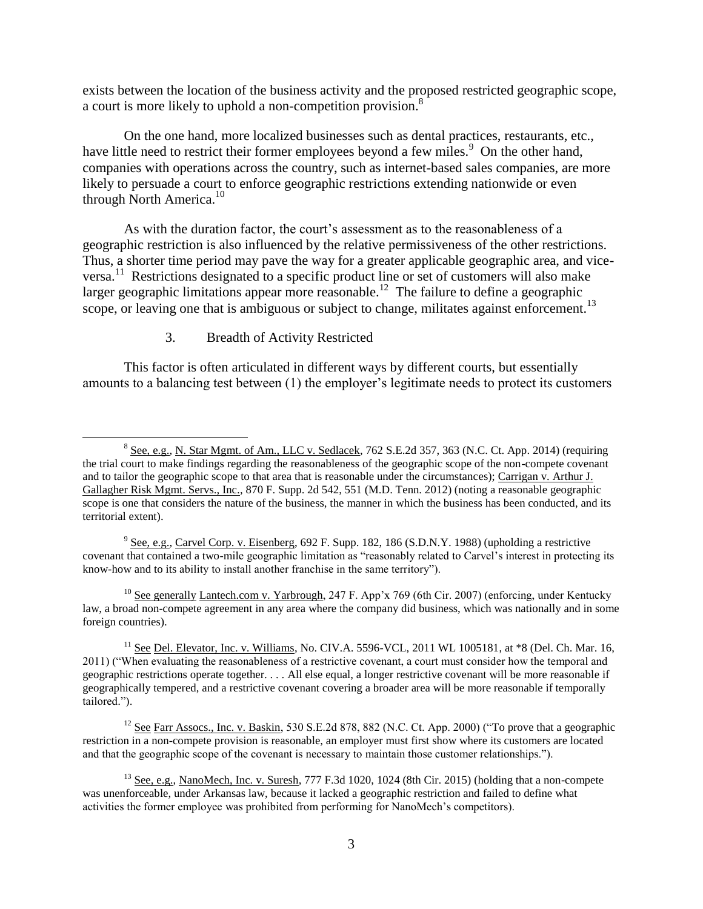exists between the location of the business activity and the proposed restricted geographic scope, a court is more likely to uphold a non-competition provision.[8]

On the one hand, more localized businesses such as dental practices, restaurants, etc., have little need to restrict their former employees beyond a few miles.[9] On the other hand, companies with operations across the country, such as internet-based sales companies, are more likely to persuade a court to enforce geographic restrictions extending nationwide or even through North America.[10]

As with the duration factor, the court's assessment as to the reasonableness of a geographic restriction is also influenced by the relative permissiveness of the other restrictions. Thus, a shorter time period may pave the way for a greater applicable geographic area, and vice-versa.[11] Restrictions designated to a specific product line or set of customers will also make larger geographic limitations appear more reasonable.[12] The failure to define a geographic scope, or leaving one that is ambiguous or subject to change, militates against enforcement.[13]

### 3. Breadth of Activity Restricted

This factor is often articulated in different ways by different courts, but essentially amounts to a balancing test between (1) the employer's legitimate needs to protect its customers

---

[8] See, e.g., N. Star Mgmt. of Am., LLC v. Sedlacek, 762 S.E.2d 357, 363 (N.C. Ct. App. 2014) (requiring the trial court to make findings regarding the reasonableness of the geographic scope of the non-compete covenant and to tailor the geographic scope to that area that is reasonable under the circumstances); Carrigan v. Arthur J. Gallagher Risk Mgmt. Servs., Inc., 870 F. Supp. 2d 542, 551 (M.D. Tenn. 2012) (noting a reasonable geographic scope is one that considers the nature of the business, the manner in which the business has been conducted, and its territorial extent).

[9] See, e.g., Carvel Corp. v. Eisenberg, 692 F. Supp. 182, 186 (S.D.N.Y. 1988) (upholding a restrictive covenant that contained a two-mile geographic limitation as "reasonably related to Carvel's interest in protecting its know-how and to its ability to install another franchise in the same territory").

[10] See generally Lantech.com v. Yarbrough, 247 F. App'x 769 (6th Cir. 2007) (enforcing, under Kentucky law, a broad non-compete agreement in any area where the company did business, which was nationally and in some foreign countries).

[11] See Del. Elevator, Inc. v. Williams, No. CIV.A. 5596-VCL, 2011 WL 1005181, at *8 (Del. Ch. Mar. 16, 2011) ("When evaluating the reasonableness of a restrictive covenant, a court must consider how the temporal and geographic restrictions operate together. . . . All else equal, a longer restrictive covenant will be more reasonable if geographically tempered, and a restrictive covenant covering a broader area will be more reasonable if temporally tailored.").

[12] See Farr Assocs., Inc. v. Baskin, 530 S.E.2d 878, 882 (N.C. Ct. App. 2000) ("To prove that a geographic restriction in a non-compete provision is reasonable, an employer must first show where its customers are located and that the geographic scope of the covenant is necessary to maintain those customer relationships.").

[13] See, e.g., NanoMech, Inc. v. Suresh, 777 F.3d 1020, 1024 (8th Cir. 2015) (holding that a non-compete was unenforceable, under Arkansas law, because it lacked a geographic restriction and failed to define what activities the former employee was prohibited from performing for NanoMech's competitors).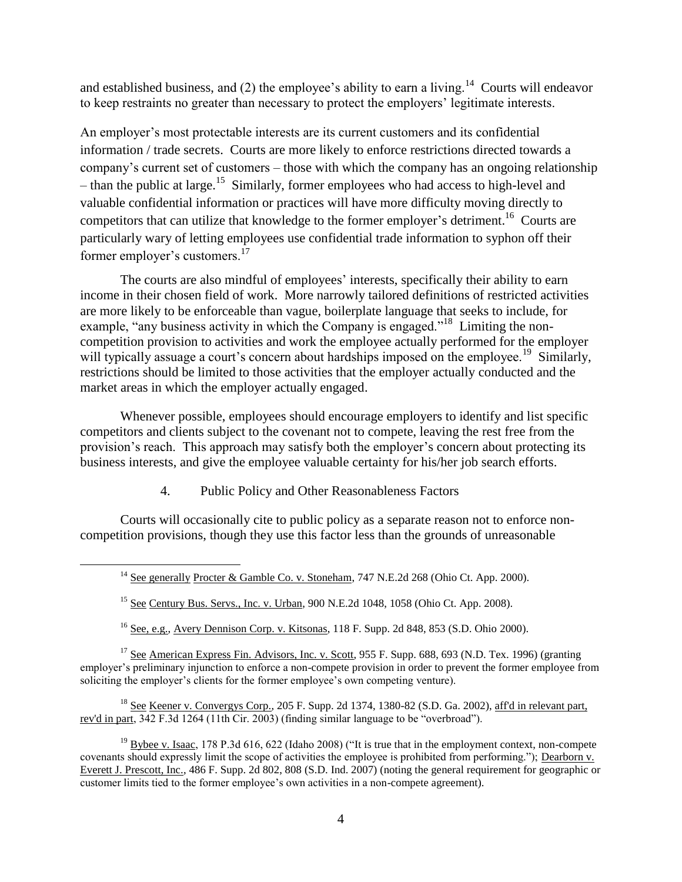and established business, and (2) the employee's ability to earn a living.[14] Courts will endeavor to keep restraints no greater than necessary to protect the employers' legitimate interests.

An employer's most protectable interests are its current customers and its confidential information / trade secrets. Courts are more likely to enforce restrictions directed towards a company's current set of customers – those with which the company has an ongoing relationship – than the public at large.[15] Similarly, former employees who had access to high-level and valuable confidential information or practices will have more difficulty moving directly to competitors that can utilize that knowledge to the former employer's detriment.[16] Courts are particularly wary of letting employees use confidential trade information to syphon off their former employer's customers.[17]

The courts are also mindful of employees' interests, specifically their ability to earn income in their chosen field of work. More narrowly tailored definitions of restricted activities are more likely to be enforceable than vague, boilerplate language that seeks to include, for example, "any business activity in which the Company is engaged."[18] Limiting the non-competition provision to activities and work the employee actually performed for the employer will typically assuage a court's concern about hardships imposed on the employee.[19] Similarly, restrictions should be limited to those activities that the employer actually conducted and the market areas in which the employer actually engaged.

Whenever possible, employees should encourage employers to identify and list specific competitors and clients subject to the covenant not to compete, leaving the rest free from the provision's reach. This approach may satisfy both the employer's concern about protecting its business interests, and give the employee valuable certainty for his/her job search efforts.

### 4. Public Policy and Other Reasonableness Factors

Courts will occasionally cite to public policy as a separate reason not to enforce non-competition provisions, though they use this factor less than the grounds of unreasonable

---

[14] See generally Procter & Gamble Co. v. Stoneham, 747 N.E.2d 268 (Ohio Ct. App. 2000).

[15] See Century Bus. Servs., Inc. v. Urban, 900 N.E.2d 1048, 1058 (Ohio Ct. App. 2008).

[16] See, e.g., Avery Dennison Corp. v. Kitsonas, 118 F. Supp. 2d 848, 853 (S.D. Ohio 2000).

[17] See American Express Fin. Advisors, Inc. v. Scott, 955 F. Supp. 688, 693 (N.D. Tex. 1996) (granting employer's preliminary injunction to enforce a non-compete provision in order to prevent the former employee from soliciting the employer's clients for the former employee's own competing venture).

[18] See Keener v. Convergys Corp., 205 F. Supp. 2d 1374, 1380-82 (S.D. Ga. 2002), aff'd in relevant part, rev'd in part, 342 F.3d 1264 (11th Cir. 2003) (finding similar language to be "overbroad").

[19] Bybee v. Isaac, 178 P.3d 616, 622 (Idaho 2008) ("It is true that in the employment context, non-compete covenants should expressly limit the scope of activities the employee is prohibited from performing."); Dearborn v. Everett J. Prescott, Inc., 486 F. Supp. 2d 802, 808 (S.D. Ind. 2007) (noting the general requirement for geographic or customer limits tied to the former employee's own activities in a non-compete agreement).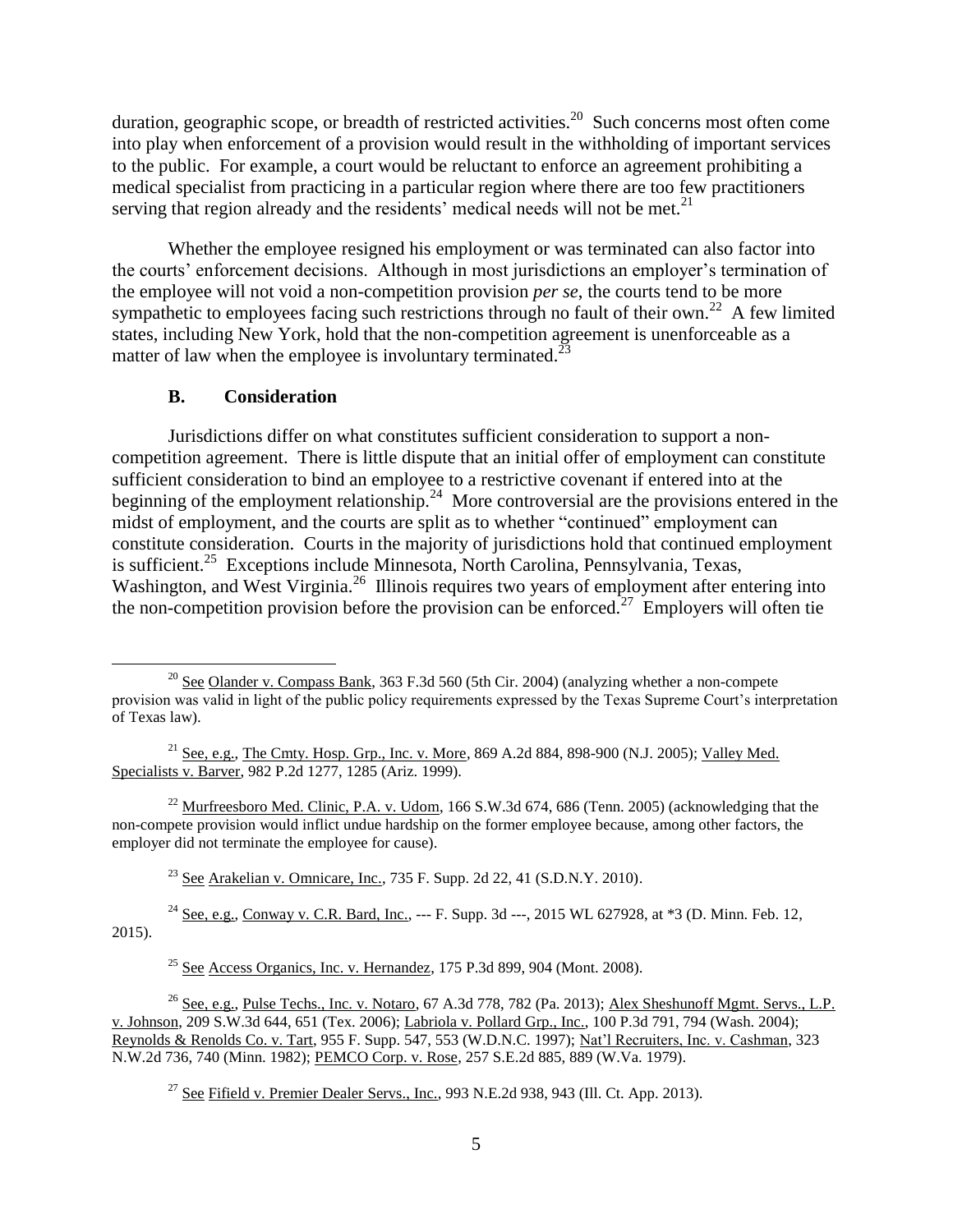duration, geographic scope, or breadth of restricted activities.[20] Such concerns most often come into play when enforcement of a provision would result in the withholding of important services to the public. For example, a court would be reluctant to enforce an agreement prohibiting a medical specialist from practicing in a particular region where there are too few practitioners serving that region already and the residents' medical needs will not be met.[21]

Whether the employee resigned his employment or was terminated can also factor into the courts' enforcement decisions. Although in most jurisdictions an employer's termination of the employee will not void a non-competition provision *per se*, the courts tend to be more sympathetic to employees facing such restrictions through no fault of their own.[22] A few limited states, including New York, hold that the non-competition agreement is unenforceable as a matter of law when the employee is involuntary terminated.[23]

### B. Consideration

Jurisdictions differ on what constitutes sufficient consideration to support a non-competition agreement. There is little dispute that an initial offer of employment can constitute sufficient consideration to bind an employee to a restrictive covenant if entered into at the beginning of the employment relationship.[24] More controversial are the provisions entered in the midst of employment, and the courts are split as to whether "continued" employment can constitute consideration. Courts in the majority of jurisdictions hold that continued employment is sufficient.[25] Exceptions include Minnesota, North Carolina, Pennsylvania, Texas, Washington, and West Virginia.[26] Illinois requires two years of employment after entering into the non-competition provision before the provision can be enforced.[27] Employers will often tie

---

[20] See Olander v. Compass Bank, 363 F.3d 560 (5th Cir. 2004) (analyzing whether a non-compete provision was valid in light of the public policy requirements expressed by the Texas Supreme Court's interpretation of Texas law).

[21] See, e.g., The Cmty. Hosp. Grp., Inc. v. More, 869 A.2d 884, 898-900 (N.J. 2005); Valley Med. Specialists v. Barver, 982 P.2d 1277, 1285 (Ariz. 1999).

[22] Murfreesboro Med. Clinic, P.A. v. Udom, 166 S.W.3d 674, 686 (Tenn. 2005) (acknowledging that the non-compete provision would inflict undue hardship on the former employee because, among other factors, the employer did not terminate the employee for cause).

[23] See Arakelian v. Omnicare, Inc., 735 F. Supp. 2d 22, 41 (S.D.N.Y. 2010).

[24] See, e.g., Conway v. C.R. Bard, Inc., --- F. Supp. 3d ---, 2015 WL 627928, at *3 (D. Minn. Feb. 12, 2015).

[25] See Access Organics, Inc. v. Hernandez, 175 P.3d 899, 904 (Mont. 2008).

[26] See, e.g., Pulse Techs., Inc. v. Notaro, 67 A.3d 778, 782 (Pa. 2013); Alex Sheshunoff Mgmt. Servs., L.P. v. Johnson, 209 S.W.3d 644, 651 (Tex. 2006); Labriola v. Pollard Grp., Inc., 100 P.3d 791, 794 (Wash. 2004); Reynolds & Renolds Co. v. Tart, 955 F. Supp. 547, 553 (W.D.N.C. 1997); Nat'l Recruiters, Inc. v. Cashman, 323 N.W.2d 736, 740 (Minn. 1982); PEMCO Corp. v. Rose, 257 S.E.2d 885, 889 (W.Va. 1979).

[27] See Fifield v. Premier Dealer Servs., Inc., 993 N.E.2d 938, 943 (Ill. Ct. App. 2013).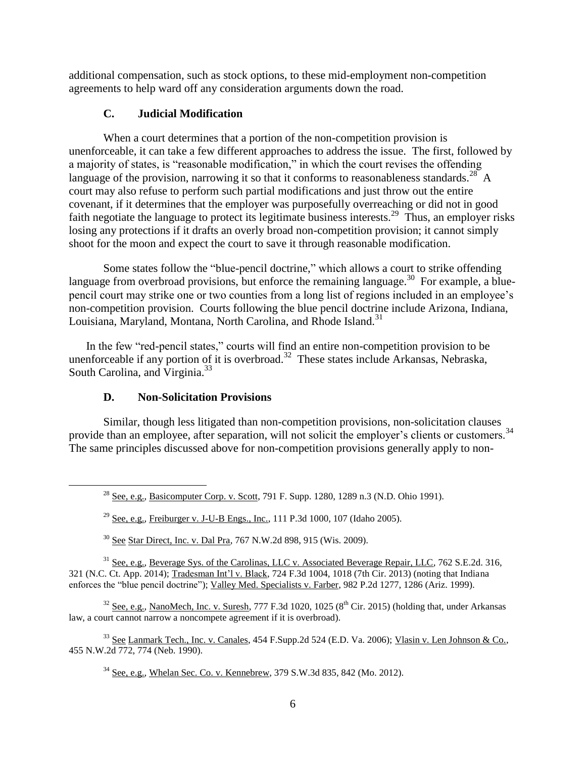additional compensation, such as stock options, to these mid-employment non-competition agreements to help ward off any consideration arguments down the road.

### C. Judicial Modification

When a court determines that a portion of the non-competition provision is unenforceable, it can take a few different approaches to address the issue. The first, followed by a majority of states, is "reasonable modification," in which the court revises the offending language of the provision, narrowing it so that it conforms to reasonableness standards.[28] A court may also refuse to perform such partial modifications and just throw out the entire covenant, if it determines that the employer was purposefully overreaching or did not in good faith negotiate the language to protect its legitimate business interests.[29] Thus, an employer risks losing any protections if it drafts an overly broad non-competition provision; it cannot simply shoot for the moon and expect the court to save it through reasonable modification.

Some states follow the "blue-pencil doctrine," which allows a court to strike offending language from overbroad provisions, but enforce the remaining language.[30] For example, a blue-pencil court may strike one or two counties from a long list of regions included in an employee's non-competition provision. Courts following the blue pencil doctrine include Arizona, Indiana, Louisiana, Maryland, Montana, North Carolina, and Rhode Island.[31]

In the few "red-pencil states," courts will find an entire non-competition provision to be unenforceable if any portion of it is overbroad.[32] These states include Arkansas, Nebraska, South Carolina, and Virginia.[33]

### D. Non-Solicitation Provisions

Similar, though less litigated than non-competition provisions, non-solicitation clauses provide than an employee, after separation, will not solicit the employer's clients or customers.[34] The same principles discussed above for non-competition provisions generally apply to non-

---

[28] See, e.g., Basicomputer Corp. v. Scott, 791 F. Supp. 1280, 1289 n.3 (N.D. Ohio 1991).

[29] See, e.g., Freiburger v. J-U-B Engs., Inc., 111 P.3d 1000, 107 (Idaho 2005).

[30] See Star Direct, Inc. v. Dal Pra, 767 N.W.2d 898, 915 (Wis. 2009).

[31] See, e.g., Beverage Sys. of the Carolinas, LLC v. Associated Beverage Repair, LLC, 762 S.E.2d. 316, 321 (N.C. Ct. App. 2014); Tradesman Int'l v. Black, 724 F.3d 1004, 1018 (7th Cir. 2013) (noting that Indiana enforces the "blue pencil doctrine"); Valley Med. Specialists v. Farber, 982 P.2d 1277, 1286 (Ariz. 1999).

[32] See, e.g., NanoMech, Inc. v. Suresh, 777 F.3d 1020, 1025 (8th Cir. 2015) (holding that, under Arkansas law, a court cannot narrow a noncompete agreement if it is overbroad).

[33] See Lanmark Tech., Inc. v. Canales, 454 F.Supp.2d 524 (E.D. Va. 2006); Vlasin v. Len Johnson & Co., 455 N.W.2d 772, 774 (Neb. 1990).

[34] See, e.g., Whelan Sec. Co. v. Kennebrew, 379 S.W.3d 835, 842 (Mo. 2012).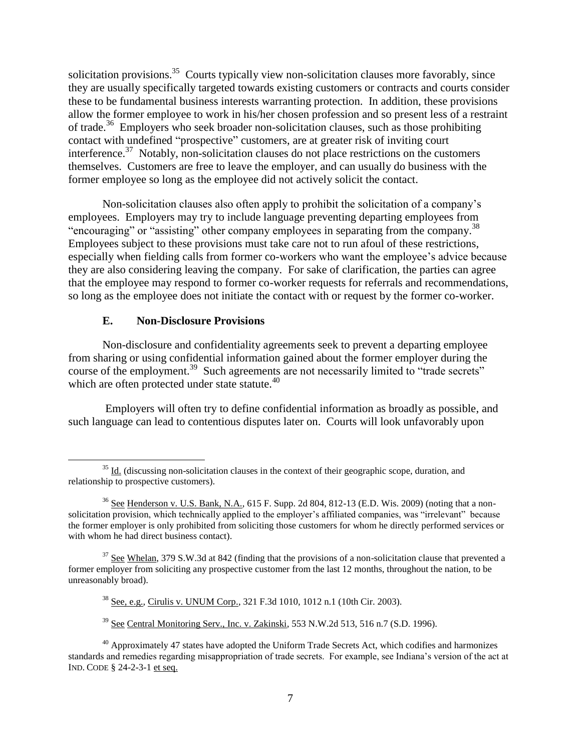solicitation provisions.[35] Courts typically view non-solicitation clauses more favorably, since they are usually specifically targeted towards existing customers or contracts and courts consider these to be fundamental business interests warranting protection. In addition, these provisions allow the former employee to work in his/her chosen profession and so present less of a restraint of trade.[36] Employers who seek broader non-solicitation clauses, such as those prohibiting contact with undefined "prospective" customers, are at greater risk of inviting court interference.[37] Notably, non-solicitation clauses do not place restrictions on the customers themselves. Customers are free to leave the employer, and can usually do business with the former employee so long as the employee did not actively solicit the contact.

Non-solicitation clauses also often apply to prohibit the solicitation of a company's employees. Employers may try to include language preventing departing employees from "encouraging" or "assisting" other company employees in separating from the company.[38] Employees subject to these provisions must take care not to run afoul of these restrictions, especially when fielding calls from former co-workers who want the employee's advice because they are also considering leaving the company. For sake of clarification, the parties can agree that the employee may respond to former co-worker requests for referrals and recommendations, so long as the employee does not initiate the contact with or request by the former co-worker.

### E. Non-Disclosure Provisions

Non-disclosure and confidentiality agreements seek to prevent a departing employee from sharing or using confidential information gained about the former employer during the course of the employment.[39] Such agreements are not necessarily limited to "trade secrets" which are often protected under state statute.[40]

Employers will often try to define confidential information as broadly as possible, and such language can lead to contentious disputes later on. Courts will look unfavorably upon

---

[35] Id. (discussing non-solicitation clauses in the context of their geographic scope, duration, and relationship to prospective customers).

[36] See Henderson v. U.S. Bank, N.A., 615 F. Supp. 2d 804, 812-13 (E.D. Wis. 2009) (noting that a non-solicitation provision, which technically applied to the employer's affiliated companies, was "irrelevant" because the former employer is only prohibited from soliciting those customers for whom he directly performed services or with whom he had direct business contact).

[37] See Whelan, 379 S.W.3d at 842 (finding that the provisions of a non-solicitation clause that prevented a former employer from soliciting any prospective customer from the last 12 months, throughout the nation, to be unreasonably broad).

[38] See, e.g., Cirulis v. UNUM Corp., 321 F.3d 1010, 1012 n.1 (10th Cir. 2003).

[39] See Central Monitoring Serv., Inc. v. Zakinski, 553 N.W.2d 513, 516 n.7 (S.D. 1996).

[40] Approximately 47 states have adopted the Uniform Trade Secrets Act, which codifies and harmonizes standards and remedies regarding misappropriation of trade secrets. For example, see Indiana's version of the act at IND. CODE § 24-2-3-1 et seq.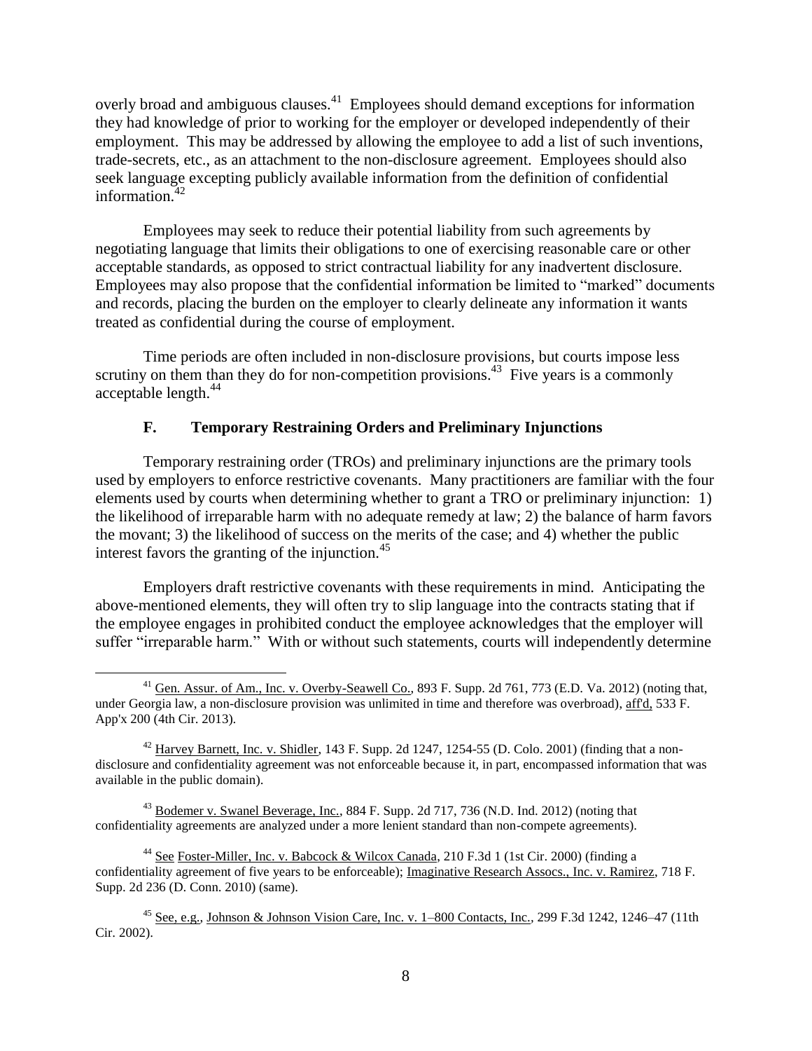overly broad and ambiguous clauses.[41] Employees should demand exceptions for information they had knowledge of prior to working for the employer or developed independently of their employment. This may be addressed by allowing the employee to add a list of such inventions, trade-secrets, etc., as an attachment to the non-disclosure agreement. Employees should also seek language excepting publicly available information from the definition of confidential information.[42]

Employees may seek to reduce their potential liability from such agreements by negotiating language that limits their obligations to one of exercising reasonable care or other acceptable standards, as opposed to strict contractual liability for any inadvertent disclosure. Employees may also propose that the confidential information be limited to "marked" documents and records, placing the burden on the employer to clearly delineate any information it wants treated as confidential during the course of employment.

Time periods are often included in non-disclosure provisions, but courts impose less scrutiny on them than they do for non-competition provisions.[43] Five years is a commonly acceptable length.[44]

### F. Temporary Restraining Orders and Preliminary Injunctions

Temporary restraining order (TROs) and preliminary injunctions are the primary tools used by employers to enforce restrictive covenants. Many practitioners are familiar with the four elements used by courts when determining whether to grant a TRO or preliminary injunction: 1) the likelihood of irreparable harm with no adequate remedy at law; 2) the balance of harm favors the movant; 3) the likelihood of success on the merits of the case; and 4) whether the public interest favors the granting of the injunction.[45]

Employers draft restrictive covenants with these requirements in mind. Anticipating the above-mentioned elements, they will often try to slip language into the contracts stating that if the employee engages in prohibited conduct the employee acknowledges that the employer will suffer "irreparable harm." With or without such statements, courts will independently determine

---

[41] Gen. Assur. of Am., Inc. v. Overby-Seawell Co., 893 F. Supp. 2d 761, 773 (E.D. Va. 2012) (noting that, under Georgia law, a non-disclosure provision was unlimited in time and therefore was overbroad), aff'd, 533 F. App'x 200 (4th Cir. 2013).

[42] Harvey Barnett, Inc. v. Shidler, 143 F. Supp. 2d 1247, 1254-55 (D. Colo. 2001) (finding that a non-disclosure and confidentiality agreement was not enforceable because it, in part, encompassed information that was available in the public domain).

[43] Bodemer v. Swanel Beverage, Inc., 884 F. Supp. 2d 717, 736 (N.D. Ind. 2012) (noting that confidentiality agreements are analyzed under a more lenient standard than non-compete agreements).

[44] See Foster-Miller, Inc. v. Babcock & Wilcox Canada, 210 F.3d 1 (1st Cir. 2000) (finding a confidentiality agreement of five years to be enforceable); Imaginative Research Assocs., Inc. v. Ramirez, 718 F. Supp. 2d 236 (D. Conn. 2010) (same).

[45] See, e.g., Johnson & Johnson Vision Care, Inc. v. 1–800 Contacts, Inc., 299 F.3d 1242, 1246–47 (11th Cir. 2002).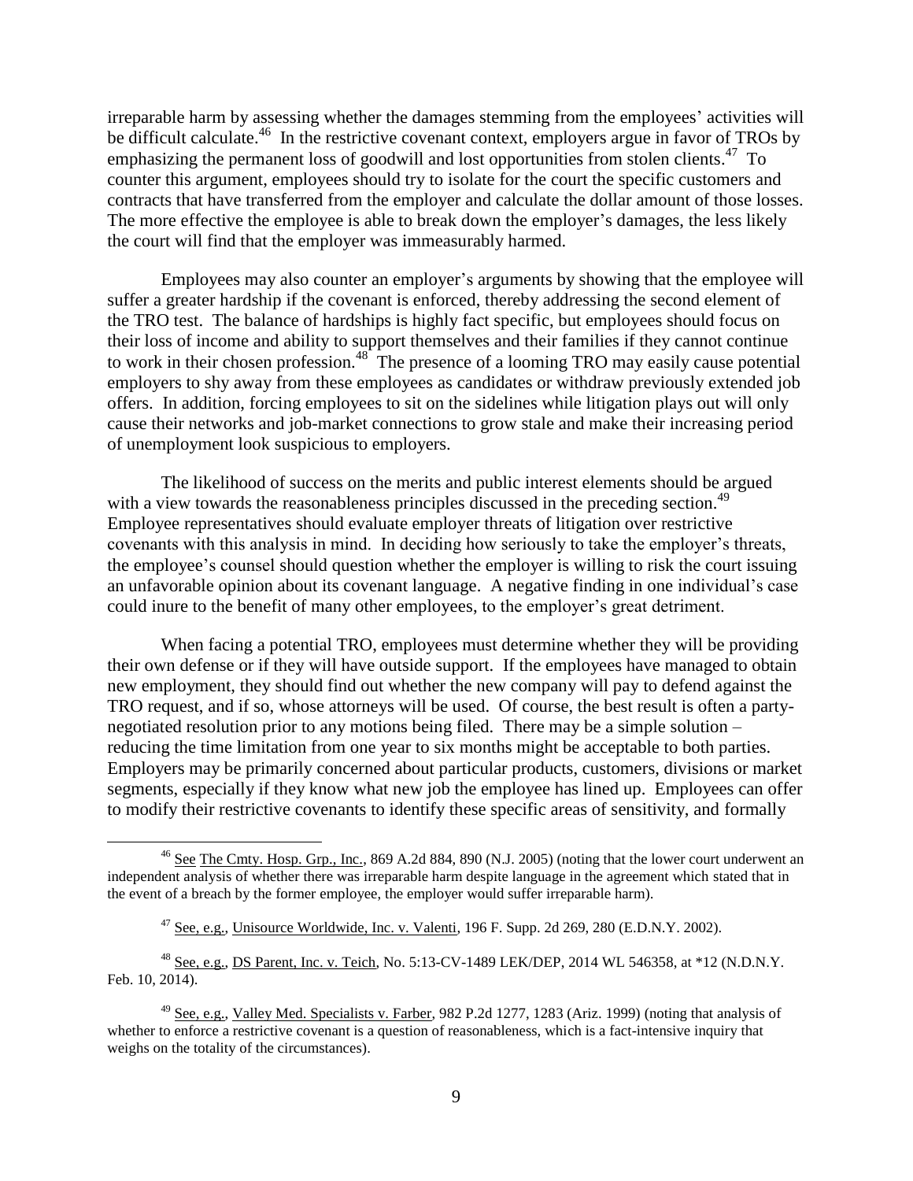irreparable harm by assessing whether the damages stemming from the employees' activities will be difficult calculate.[46] In the restrictive covenant context, employers argue in favor of TROs by emphasizing the permanent loss of goodwill and lost opportunities from stolen clients.[47] To counter this argument, employees should try to isolate for the court the specific customers and contracts that have transferred from the employer and calculate the dollar amount of those losses. The more effective the employee is able to break down the employer's damages, the less likely the court will find that the employer was immeasurably harmed.

Employees may also counter an employer's arguments by showing that the employee will suffer a greater hardship if the covenant is enforced, thereby addressing the second element of the TRO test. The balance of hardships is highly fact specific, but employees should focus on their loss of income and ability to support themselves and their families if they cannot continue to work in their chosen profession.[48] The presence of a looming TRO may easily cause potential employers to shy away from these employees as candidates or withdraw previously extended job offers. In addition, forcing employees to sit on the sidelines while litigation plays out will only cause their networks and job-market connections to grow stale and make their increasing period of unemployment look suspicious to employers.

The likelihood of success on the merits and public interest elements should be argued with a view towards the reasonableness principles discussed in the preceding section.[49] Employee representatives should evaluate employer threats of litigation over restrictive covenants with this analysis in mind. In deciding how seriously to take the employer's threats, the employee's counsel should question whether the employer is willing to risk the court issuing an unfavorable opinion about its covenant language. A negative finding in one individual's case could inure to the benefit of many other employees, to the employer's great detriment.

When facing a potential TRO, employees must determine whether they will be providing their own defense or if they will have outside support. If the employees have managed to obtain new employment, they should find out whether the new company will pay to defend against the TRO request, and if so, whose attorneys will be used. Of course, the best result is often a party-negotiated resolution prior to any motions being filed. There may be a simple solution – reducing the time limitation from one year to six months might be acceptable to both parties. Employers may be primarily concerned about particular products, customers, divisions or market segments, especially if they know what new job the employee has lined up. Employees can offer to modify their restrictive covenants to identify these specific areas of sensitivity, and formally

---

[46] See The Cmty. Hosp. Grp., Inc., 869 A.2d 884, 890 (N.J. 2005) (noting that the lower court underwent an independent analysis of whether there was irreparable harm despite language in the agreement which stated that in the event of a breach by the former employee, the employer would suffer irreparable harm).

[47] See, e.g., Unisource Worldwide, Inc. v. Valenti, 196 F. Supp. 2d 269, 280 (E.D.N.Y. 2002).

[48] See, e.g., DS Parent, Inc. v. Teich, No. 5:13-CV-1489 LEK/DEP, 2014 WL 546358, at *12 (N.D.N.Y. Feb. 10, 2014).

[49] See, e.g., Valley Med. Specialists v. Farber, 982 P.2d 1277, 1283 (Ariz. 1999) (noting that analysis of whether to enforce a restrictive covenant is a question of reasonableness, which is a fact-intensive inquiry that weighs on the totality of the circumstances).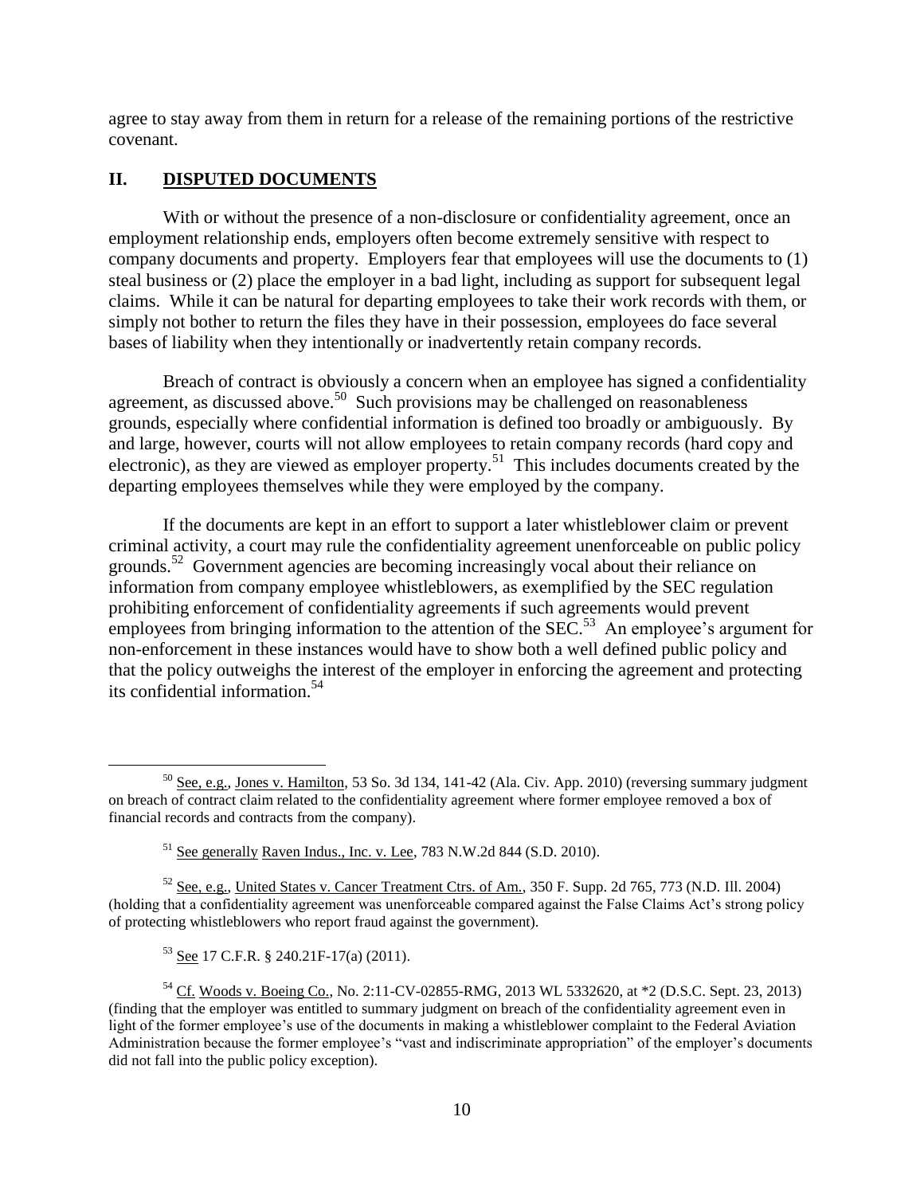agree to stay away from them in return for a release of the remaining portions of the restrictive covenant.

## II. DISPUTED DOCUMENTS

With or without the presence of a non-disclosure or confidentiality agreement, once an employment relationship ends, employers often become extremely sensitive with respect to company documents and property. Employers fear that employees will use the documents to (1) steal business or (2) place the employer in a bad light, including as support for subsequent legal claims. While it can be natural for departing employees to take their work records with them, or simply not bother to return the files they have in their possession, employees do face several bases of liability when they intentionally or inadvertently retain company records.

Breach of contract is obviously a concern when an employee has signed a confidentiality agreement, as discussed above.[50] Such provisions may be challenged on reasonableness grounds, especially where confidential information is defined too broadly or ambiguously. By and large, however, courts will not allow employees to retain company records (hard copy and electronic), as they are viewed as employer property.[51] This includes documents created by the departing employees themselves while they were employed by the company.

If the documents are kept in an effort to support a later whistleblower claim or prevent criminal activity, a court may rule the confidentiality agreement unenforceable on public policy grounds.[52] Government agencies are becoming increasingly vocal about their reliance on information from company employee whistleblowers, as exemplified by the SEC regulation prohibiting enforcement of confidentiality agreements if such agreements would prevent employees from bringing information to the attention of the SEC.[53] An employee's argument for non-enforcement in these instances would have to show both a well defined public policy and that the policy outweighs the interest of the employer in enforcing the agreement and protecting its confidential information.[54]

---

[50] See, e.g., Jones v. Hamilton, 53 So. 3d 134, 141-42 (Ala. Civ. App. 2010) (reversing summary judgment on breach of contract claim related to the confidentiality agreement where former employee removed a box of financial records and contracts from the company).

[51] See generally Raven Indus., Inc. v. Lee, 783 N.W.2d 844 (S.D. 2010).

[52] See, e.g., United States v. Cancer Treatment Ctrs. of Am., 350 F. Supp. 2d 765, 773 (N.D. Ill. 2004) (holding that a confidentiality agreement was unenforceable compared against the False Claims Act's strong policy of protecting whistleblowers who report fraud against the government).

[53] See 17 C.F.R. § 240.21F-17(a) (2011).

[54] Cf. Woods v. Boeing Co., No. 2:11-CV-02855-RMG, 2013 WL 5332620, at *2 (D.S.C. Sept. 23, 2013) (finding that the employer was entitled to summary judgment on breach of the confidentiality agreement even in light of the former employee's use of the documents in making a whistleblower complaint to the Federal Aviation Administration because the former employee's "vast and indiscriminate appropriation" of the employer's documents did not fall into the public policy exception).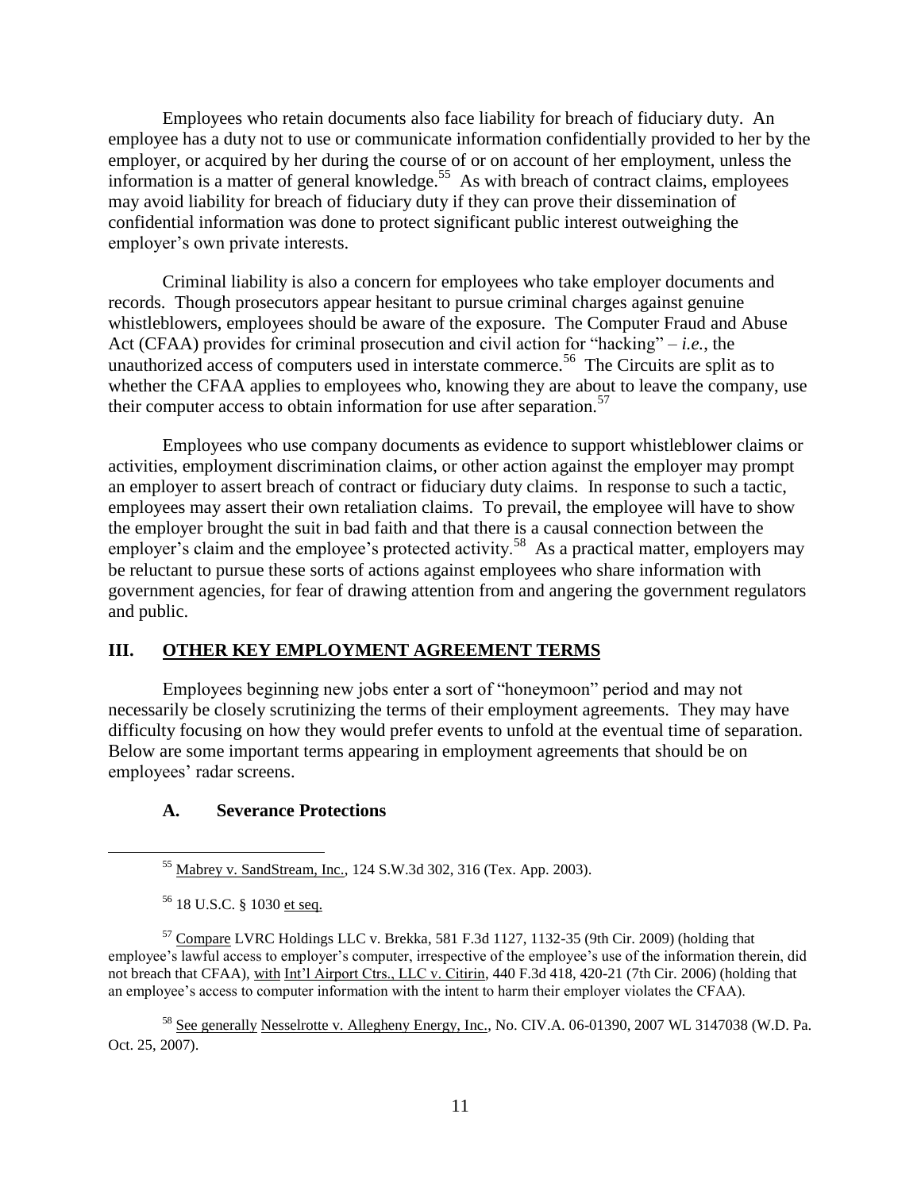Employees who retain documents also face liability for breach of fiduciary duty. An employee has a duty not to use or communicate information confidentially provided to her by the employer, or acquired by her during the course of or on account of her employment, unless the information is a matter of general knowledge.[55] As with breach of contract claims, employees may avoid liability for breach of fiduciary duty if they can prove their dissemination of confidential information was done to protect significant public interest outweighing the employer's own private interests.

Criminal liability is also a concern for employees who take employer documents and records. Though prosecutors appear hesitant to pursue criminal charges against genuine whistleblowers, employees should be aware of the exposure. The Computer Fraud and Abuse Act (CFAA) provides for criminal prosecution and civil action for "hacking" – *i.e.*, the unauthorized access of computers used in interstate commerce.[56] The Circuits are split as to whether the CFAA applies to employees who, knowing they are about to leave the company, use their computer access to obtain information for use after separation.[57]

Employees who use company documents as evidence to support whistleblower claims or activities, employment discrimination claims, or other action against the employer may prompt an employer to assert breach of contract or fiduciary duty claims. In response to such a tactic, employees may assert their own retaliation claims. To prevail, the employee will have to show the employer brought the suit in bad faith and that there is a causal connection between the employer's claim and the employee's protected activity.[58] As a practical matter, employers may be reluctant to pursue these sorts of actions against employees who share information with government agencies, for fear of drawing attention from and angering the government regulators and public.

## III. OTHER KEY EMPLOYMENT AGREEMENT TERMS

Employees beginning new jobs enter a sort of "honeymoon" period and may not necessarily be closely scrutinizing the terms of their employment agreements. They may have difficulty focusing on how they would prefer events to unfold at the eventual time of separation. Below are some important terms appearing in employment agreements that should be on employees' radar screens.

### A. Severance Protections

---

[55] Mabrey v. SandStream, Inc., 124 S.W.3d 302, 316 (Tex. App. 2003).

[56] 18 U.S.C. § 1030 et seq.

[57] Compare LVRC Holdings LLC v. Brekka, 581 F.3d 1127, 1132-35 (9th Cir. 2009) (holding that employee's lawful access to employer's computer, irrespective of the employee's use of the information therein, did not breach that CFAA), with Int'l Airport Ctrs., LLC v. Citirin, 440 F.3d 418, 420-21 (7th Cir. 2006) (holding that an employee's access to computer information with the intent to harm their employer violates the CFAA).

[58] See generally Nesselrotte v. Allegheny Energy, Inc., No. CIV.A. 06-01390, 2007 WL 3147038 (W.D. Pa. Oct. 25, 2007).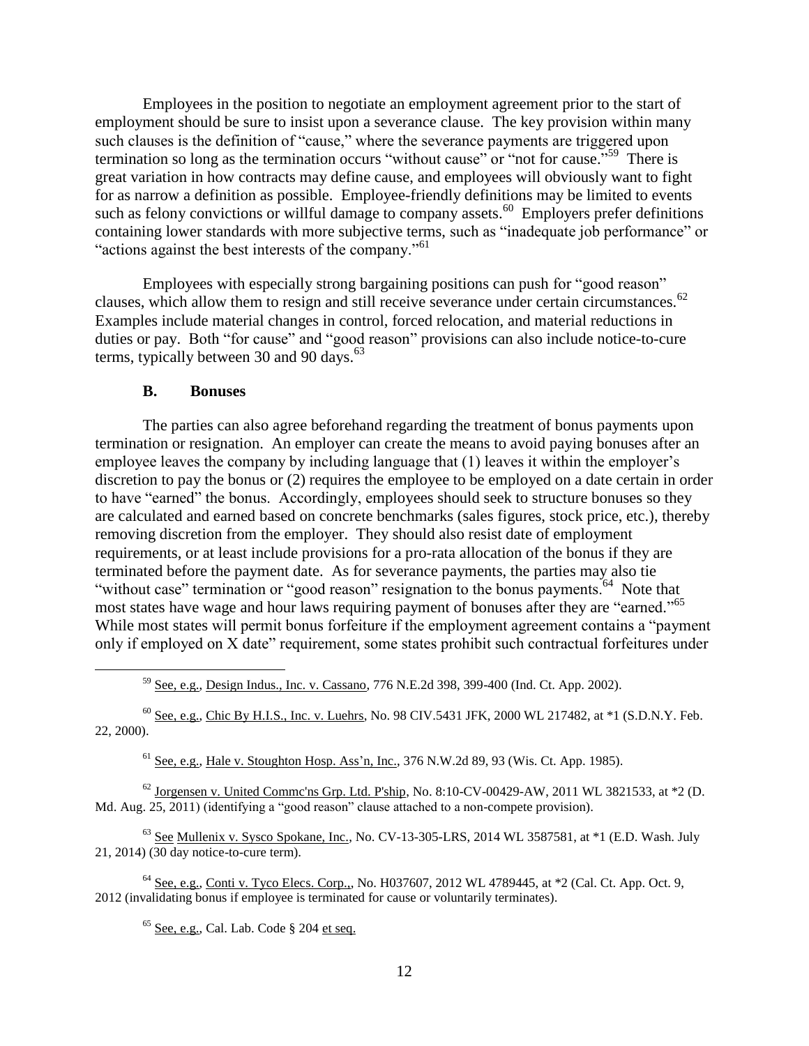Employees in the position to negotiate an employment agreement prior to the start of employment should be sure to insist upon a severance clause. The key provision within many such clauses is the definition of "cause," where the severance payments are triggered upon termination so long as the termination occurs "without cause" or "not for cause."[59] There is great variation in how contracts may define cause, and employees will obviously want to fight for as narrow a definition as possible. Employee-friendly definitions may be limited to events such as felony convictions or willful damage to company assets.[60] Employers prefer definitions containing lower standards with more subjective terms, such as "inadequate job performance" or "actions against the best interests of the company."[61]

Employees with especially strong bargaining positions can push for "good reason" clauses, which allow them to resign and still receive severance under certain circumstances.[62] Examples include material changes in control, forced relocation, and material reductions in duties or pay. Both "for cause" and "good reason" provisions can also include notice-to-cure terms, typically between 30 and 90 days.[63]

### B. Bonuses

The parties can also agree beforehand regarding the treatment of bonus payments upon termination or resignation. An employer can create the means to avoid paying bonuses after an employee leaves the company by including language that (1) leaves it within the employer's discretion to pay the bonus or (2) requires the employee to be employed on a date certain in order to have "earned" the bonus. Accordingly, employees should seek to structure bonuses so they are calculated and earned based on concrete benchmarks (sales figures, stock price, etc.), thereby removing discretion from the employer. They should also resist date of employment requirements, or at least include provisions for a pro-rata allocation of the bonus if they are terminated before the payment date. As for severance payments, the parties may also tie "without case" termination or "good reason" resignation to the bonus payments.[64] Note that most states have wage and hour laws requiring payment of bonuses after they are "earned."[65] While most states will permit bonus forfeiture if the employment agreement contains a "payment only if employed on X date" requirement, some states prohibit such contractual forfeitures under

---

[59] See, e.g., Design Indus., Inc. v. Cassano, 776 N.E.2d 398, 399-400 (Ind. Ct. App. 2002).

[60] See, e.g., Chic By H.I.S., Inc. v. Luehrs, No. 98 CIV.5431 JFK, 2000 WL 217482, at *1 (S.D.N.Y. Feb. 22, 2000).

[61] See, e.g., Hale v. Stoughton Hosp. Ass'n, Inc., 376 N.W.2d 89, 93 (Wis. Ct. App. 1985).

[62] Jorgensen v. United Commc'ns Grp. Ltd. P'ship, No. 8:10-CV-00429-AW, 2011 WL 3821533, at *2 (D. Md. Aug. 25, 2011) (identifying a "good reason" clause attached to a non-compete provision).

[63] See Mullenix v. Sysco Spokane, Inc., No. CV-13-305-LRS, 2014 WL 3587581, at *1 (E.D. Wash. July 21, 2014) (30 day notice-to-cure term).

[64] See, e.g., Conti v. Tyco Elecs. Corp.,, No. H037607, 2012 WL 4789445, at *2 (Cal. Ct. App. Oct. 9, 2012 (invalidating bonus if employee is terminated for cause or voluntarily terminates).

[65] See, e.g., Cal. Lab. Code § 204 et seq.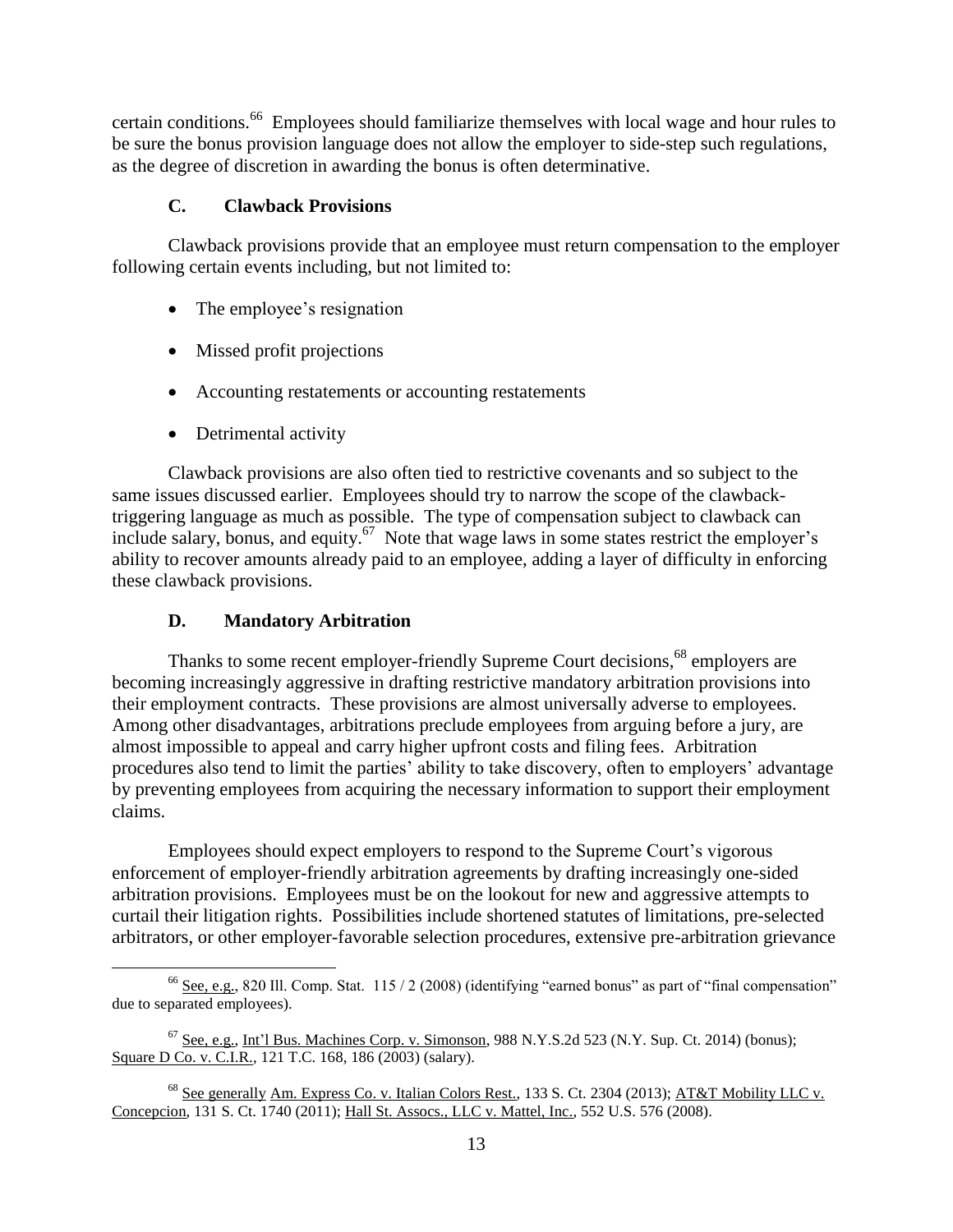certain conditions.[66] Employees should familiarize themselves with local wage and hour rules to be sure the bonus provision language does not allow the employer to side-step such regulations, as the degree of discretion in awarding the bonus is often determinative.

### C. Clawback Provisions

Clawback provisions provide that an employee must return compensation to the employer following certain events including, but not limited to:

- The employee's resignation
- Missed profit projections
- Accounting restatements or accounting restatements
- Detrimental activity

Clawback provisions are also often tied to restrictive covenants and so subject to the same issues discussed earlier. Employees should try to narrow the scope of the clawback-triggering language as much as possible. The type of compensation subject to clawback can include salary, bonus, and equity.[67] Note that wage laws in some states restrict the employer's ability to recover amounts already paid to an employee, adding a layer of difficulty in enforcing these clawback provisions.

### D. Mandatory Arbitration

Thanks to some recent employer-friendly Supreme Court decisions,[68] employers are becoming increasingly aggressive in drafting restrictive mandatory arbitration provisions into their employment contracts. These provisions are almost universally adverse to employees. Among other disadvantages, arbitrations preclude employees from arguing before a jury, are almost impossible to appeal and carry higher upfront costs and filing fees. Arbitration procedures also tend to limit the parties' ability to take discovery, often to employers' advantage by preventing employees from acquiring the necessary information to support their employment claims.

Employees should expect employers to respond to the Supreme Court's vigorous enforcement of employer-friendly arbitration agreements by drafting increasingly one-sided arbitration provisions. Employees must be on the lookout for new and aggressive attempts to curtail their litigation rights. Possibilities include shortened statutes of limitations, pre-selected arbitrators, or other employer-favorable selection procedures, extensive pre-arbitration grievance

---

[66] See, e.g., 820 Ill. Comp. Stat. 115 / 2 (2008) (identifying "earned bonus" as part of "final compensation" due to separated employees).

[67] See, e.g., Int'l Bus. Machines Corp. v. Simonson, 988 N.Y.S.2d 523 (N.Y. Sup. Ct. 2014) (bonus); Square D Co. v. C.I.R., 121 T.C. 168, 186 (2003) (salary).

[68] See generally Am. Express Co. v. Italian Colors Rest., 133 S. Ct. 2304 (2013); AT&T Mobility LLC v. Concepcion, 131 S. Ct. 1740 (2011); Hall St. Assocs., LLC v. Mattel, Inc., 552 U.S. 576 (2008).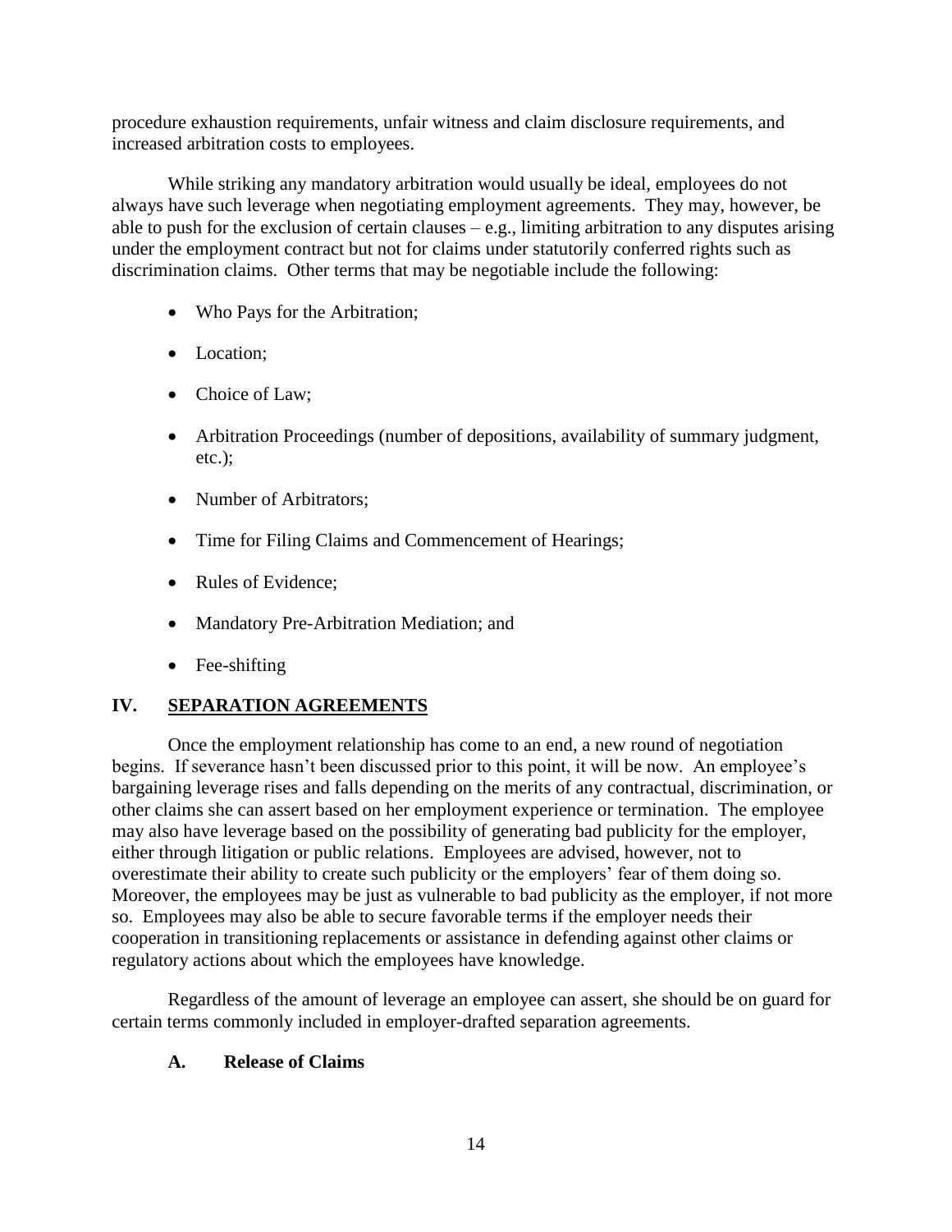procedure exhaustion requirements, unfair witness and claim disclosure requirements, and increased arbitration costs to employees.

While striking any mandatory arbitration would usually be ideal, employees do not always have such leverage when negotiating employment agreements. They may, however, be able to push for the exclusion of certain clauses – e.g., limiting arbitration to any disputes arising under the employment contract but not for claims under statutorily conferred rights such as discrimination claims. Other terms that may be negotiable include the following:

- Who Pays for the Arbitration;
- Location;
- Choice of Law;
- Arbitration Proceedings (number of depositions, availability of summary judgment, etc.);
- Number of Arbitrators;
- Time for Filing Claims and Commencement of Hearings;
- Rules of Evidence;
- Mandatory Pre-Arbitration Mediation; and
- Fee-shifting

## IV. SEPARATION AGREEMENTS

Once the employment relationship has come to an end, a new round of negotiation begins. If severance hasn't been discussed prior to this point, it will be now. An employee's bargaining leverage rises and falls depending on the merits of any contractual, discrimination, or other claims she can assert based on her employment experience or termination. The employee may also have leverage based on the possibility of generating bad publicity for the employer, either through litigation or public relations. Employees are advised, however, not to overestimate their ability to create such publicity or the employers' fear of them doing so. Moreover, the employees may be just as vulnerable to bad publicity as the employer, if not more so. Employees may also be able to secure favorable terms if the employer needs their cooperation in transitioning replacements or assistance in defending against other claims or regulatory actions about which the employees have knowledge.

Regardless of the amount of leverage an employee can assert, she should be on guard for certain terms commonly included in employer-drafted separation agreements.

### A. Release of Claims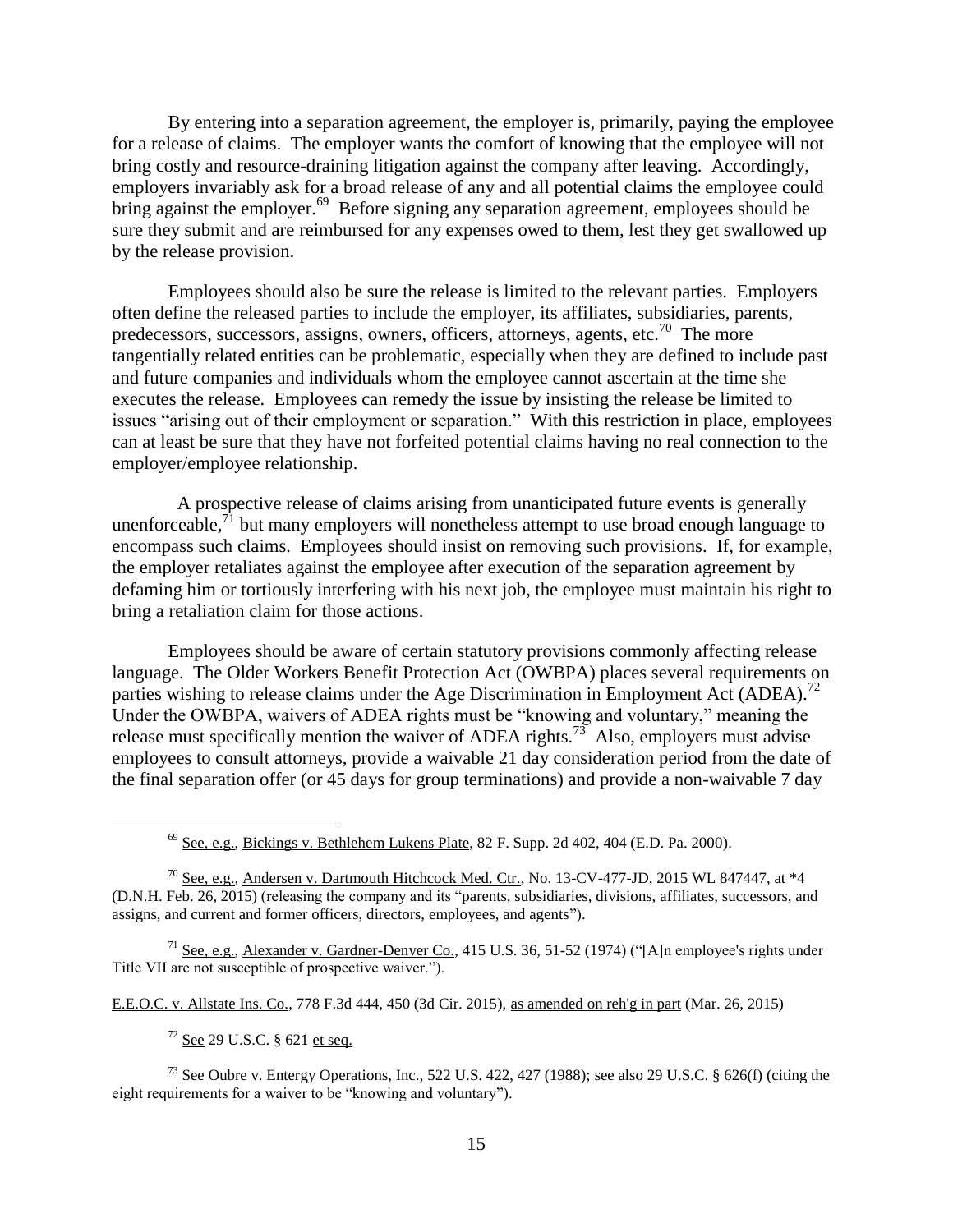By entering into a separation agreement, the employer is, primarily, paying the employee for a release of claims. The employer wants the comfort of knowing that the employee will not bring costly and resource-draining litigation against the company after leaving. Accordingly, employers invariably ask for a broad release of any and all potential claims the employee could bring against the employer.[69] Before signing any separation agreement, employees should be sure they submit and are reimbursed for any expenses owed to them, lest they get swallowed up by the release provision.

Employees should also be sure the release is limited to the relevant parties. Employers often define the released parties to include the employer, its affiliates, subsidiaries, parents, predecessors, successors, assigns, owners, officers, attorneys, agents, etc.[70] The more tangentially related entities can be problematic, especially when they are defined to include past and future companies and individuals whom the employee cannot ascertain at the time she executes the release. Employees can remedy the issue by insisting the release be limited to issues "arising out of their employment or separation." With this restriction in place, employees can at least be sure that they have not forfeited potential claims having no real connection to the employer/employee relationship.

A prospective release of claims arising from unanticipated future events is generally unenforceable,[71] but many employers will nonetheless attempt to use broad enough language to encompass such claims. Employees should insist on removing such provisions. If, for example, the employer retaliates against the employee after execution of the separation agreement by defaming him or tortiously interfering with his next job, the employee must maintain his right to bring a retaliation claim for those actions.

Employees should be aware of certain statutory provisions commonly affecting release language. The Older Workers Benefit Protection Act (OWBPA) places several requirements on parties wishing to release claims under the Age Discrimination in Employment Act (ADEA).[72] Under the OWBPA, waivers of ADEA rights must be "knowing and voluntary," meaning the release must specifically mention the waiver of ADEA rights.[73] Also, employers must advise employees to consult attorneys, provide a waivable 21 day consideration period from the date of the final separation offer (or 45 days for group terminations) and provide a non-waivable 7 day

---

[69] See, e.g., Bickings v. Bethlehem Lukens Plate, 82 F. Supp. 2d 402, 404 (E.D. Pa. 2000).

[70] See, e.g., Andersen v. Dartmouth Hitchcock Med. Ctr., No. 13-CV-477-JD, 2015 WL 847447, at *4 (D.N.H. Feb. 26, 2015) (releasing the company and its "parents, subsidiaries, divisions, affiliates, successors, and assigns, and current and former officers, directors, employees, and agents").

[71] See, e.g., Alexander v. Gardner-Denver Co., 415 U.S. 36, 51-52 (1974) ("[A]n employee's rights under Title VII are not susceptible of prospective waiver.").

E.E.O.C. v. Allstate Ins. Co., 778 F.3d 444, 450 (3d Cir. 2015), as amended on reh'g in part (Mar. 26, 2015)

[72] See 29 U.S.C. § 621 et seq.

[73] See Oubre v. Entergy Operations, Inc., 522 U.S. 422, 427 (1988); see also 29 U.S.C. § 626(f) (citing the eight requirements for a waiver to be "knowing and voluntary").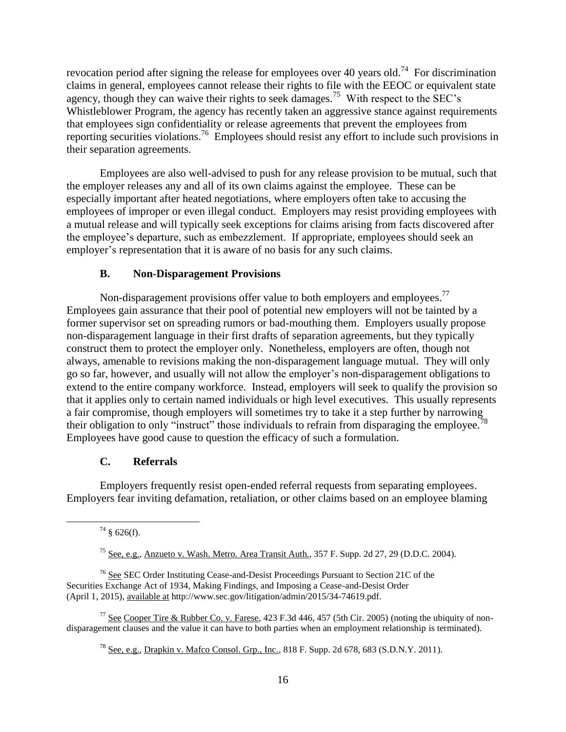revocation period after signing the release for employees over 40 years old.[74] For discrimination claims in general, employees cannot release their rights to file with the EEOC or equivalent state agency, though they can waive their rights to seek damages.[75] With respect to the SEC's Whistleblower Program, the agency has recently taken an aggressive stance against requirements that employees sign confidentiality or release agreements that prevent the employees from reporting securities violations.[76] Employees should resist any effort to include such provisions in their separation agreements.

Employees are also well-advised to push for any release provision to be mutual, such that the employer releases any and all of its own claims against the employee. These can be especially important after heated negotiations, where employers often take to accusing the employees of improper or even illegal conduct. Employers may resist providing employees with a mutual release and will typically seek exceptions for claims arising from facts discovered after the employee's departure, such as embezzlement. If appropriate, employees should seek an employer's representation that it is aware of no basis for any such claims.

### B. Non-Disparagement Provisions

Non-disparagement provisions offer value to both employers and employees.[77] Employees gain assurance that their pool of potential new employers will not be tainted by a former supervisor set on spreading rumors or bad-mouthing them. Employers usually propose non-disparagement language in their first drafts of separation agreements, but they typically construct them to protect the employer only. Nonetheless, employers are often, though not always, amenable to revisions making the non-disparagement language mutual. They will only go so far, however, and usually will not allow the employer's non-disparagement obligations to extend to the entire company workforce. Instead, employers will seek to qualify the provision so that it applies only to certain named individuals or high level executives. This usually represents a fair compromise, though employers will sometimes try to take it a step further by narrowing their obligation to only "instruct" those individuals to refrain from disparaging the employee.[78] Employees have good cause to question the efficacy of such a formulation.

### C. Referrals

Employers frequently resist open-ended referral requests from separating employees. Employers fear inviting defamation, retaliation, or other claims based on an employee blaming

---

[74] § 626(f).

[75] See, e.g., Anzueto v. Wash. Metro. Area Transit Auth., 357 F. Supp. 2d 27, 29 (D.D.C. 2004).

[76] See SEC Order Instituting Cease-and-Desist Proceedings Pursuant to Section 21C of the Securities Exchange Act of 1934, Making Findings, and Imposing a Cease-and-Desist Order (April 1, 2015), available at http://www.sec.gov/litigation/admin/2015/34-74619.pdf.

[77] See Cooper Tire & Rubber Co. v. Farese, 423 F.3d 446, 457 (5th Cir. 2005) (noting the ubiquity of non-disparagement clauses and the value it can have to both parties when an employment relationship is terminated).

[78] See, e.g., Drapkin v. Mafco Consol. Grp., Inc., 818 F. Supp. 2d 678, 683 (S.D.N.Y. 2011).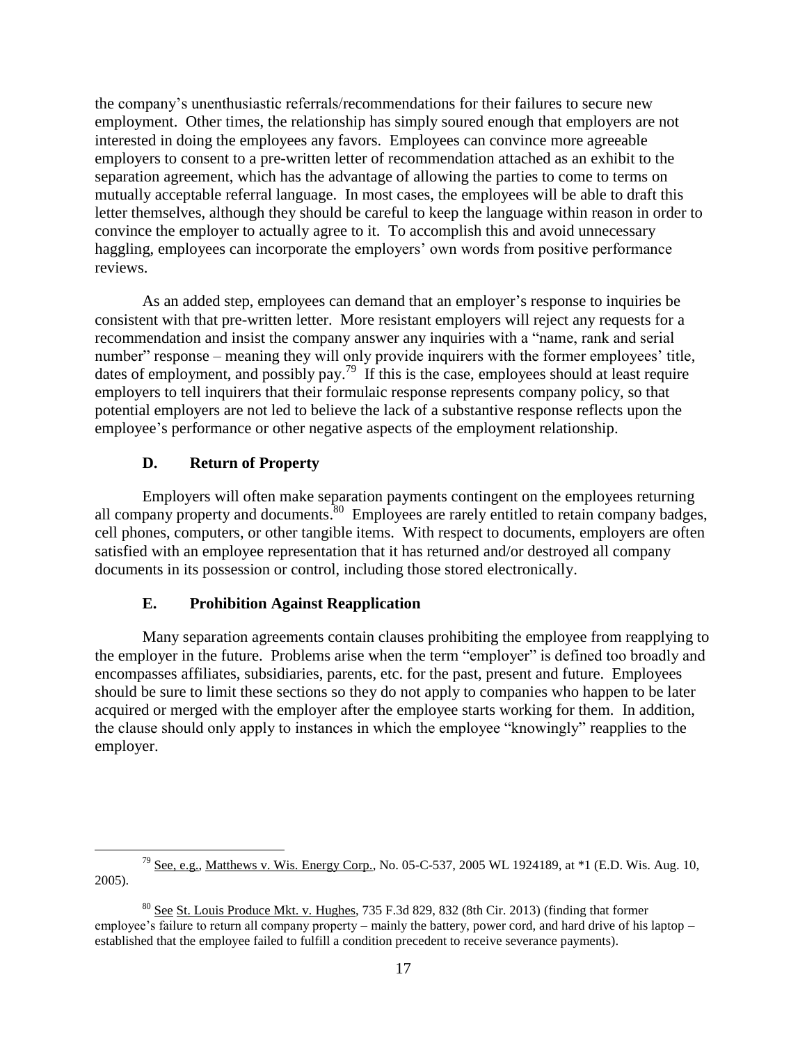the company's unenthusiastic referrals/recommendations for their failures to secure new employment. Other times, the relationship has simply soured enough that employers are not interested in doing the employees any favors. Employees can convince more agreeable employers to consent to a pre-written letter of recommendation attached as an exhibit to the separation agreement, which has the advantage of allowing the parties to come to terms on mutually acceptable referral language. In most cases, the employees will be able to draft this letter themselves, although they should be careful to keep the language within reason in order to convince the employer to actually agree to it. To accomplish this and avoid unnecessary haggling, employees can incorporate the employers' own words from positive performance reviews.

As an added step, employees can demand that an employer's response to inquiries be consistent with that pre-written letter. More resistant employers will reject any requests for a recommendation and insist the company answer any inquiries with a "name, rank and serial number" response – meaning they will only provide inquirers with the former employees' title, dates of employment, and possibly pay.[79] If this is the case, employees should at least require employers to tell inquirers that their formulaic response represents company policy, so that potential employers are not led to believe the lack of a substantive response reflects upon the employee's performance or other negative aspects of the employment relationship.

### D. Return of Property

Employers will often make separation payments contingent on the employees returning all company property and documents.[80] Employees are rarely entitled to retain company badges, cell phones, computers, or other tangible items. With respect to documents, employers are often satisfied with an employee representation that it has returned and/or destroyed all company documents in its possession or control, including those stored electronically.

### E. Prohibition Against Reapplication

Many separation agreements contain clauses prohibiting the employee from reapplying to the employer in the future. Problems arise when the term "employer" is defined too broadly and encompasses affiliates, subsidiaries, parents, etc. for the past, present and future. Employees should be sure to limit these sections so they do not apply to companies who happen to be later acquired or merged with the employer after the employee starts working for them. In addition, the clause should only apply to instances in which the employee "knowingly" reapplies to the employer.

---

[79] See, e.g., Matthews v. Wis. Energy Corp., No. 05-C-537, 2005 WL 1924189, at *1 (E.D. Wis. Aug. 10, 2005).

[80] See St. Louis Produce Mkt. v. Hughes, 735 F.3d 829, 832 (8th Cir. 2013) (finding that former employee's failure to return all company property – mainly the battery, power cord, and hard drive of his laptop – established that the employee failed to fulfill a condition precedent to receive severance payments).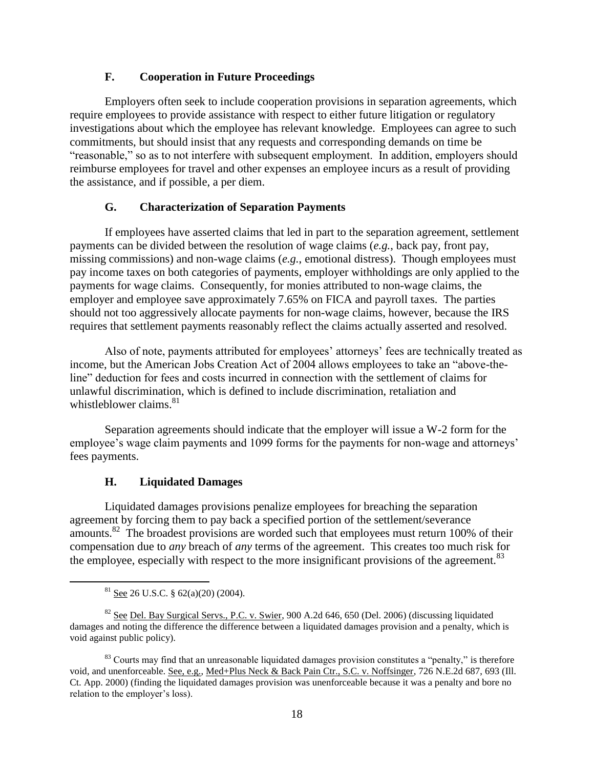### F. Cooperation in Future Proceedings

Employers often seek to include cooperation provisions in separation agreements, which require employees to provide assistance with respect to either future litigation or regulatory investigations about which the employee has relevant knowledge. Employees can agree to such commitments, but should insist that any requests and corresponding demands on time be "reasonable," so as to not interfere with subsequent employment. In addition, employers should reimburse employees for travel and other expenses an employee incurs as a result of providing the assistance, and if possible, a per diem.

### G. Characterization of Separation Payments

If employees have asserted claims that led in part to the separation agreement, settlement payments can be divided between the resolution of wage claims (*e.g.*, back pay, front pay, missing commissions) and non-wage claims (*e.g.*, emotional distress). Though employees must pay income taxes on both categories of payments, employer withholdings are only applied to the payments for wage claims. Consequently, for monies attributed to non-wage claims, the employer and employee save approximately 7.65% on FICA and payroll taxes. The parties should not too aggressively allocate payments for non-wage claims, however, because the IRS requires that settlement payments reasonably reflect the claims actually asserted and resolved.

Also of note, payments attributed for employees' attorneys' fees are technically treated as income, but the American Jobs Creation Act of 2004 allows employees to take an "above-the-line" deduction for fees and costs incurred in connection with the settlement of claims for unlawful discrimination, which is defined to include discrimination, retaliation and whistleblower claims.[81]

Separation agreements should indicate that the employer will issue a W-2 form for the employee's wage claim payments and 1099 forms for the payments for non-wage and attorneys' fees payments.

### H. Liquidated Damages

Liquidated damages provisions penalize employees for breaching the separation agreement by forcing them to pay back a specified portion of the settlement/severance amounts.[82] The broadest provisions are worded such that employees must return 100% of their compensation due to *any* breach of *any* terms of the agreement. This creates too much risk for the employee, especially with respect to the more insignificant provisions of the agreement.[83]

---

[81] See 26 U.S.C. § 62(a)(20) (2004).

[82] See Del. Bay Surgical Servs., P.C. v. Swier, 900 A.2d 646, 650 (Del. 2006) (discussing liquidated damages and noting the difference the difference between a liquidated damages provision and a penalty, which is void against public policy).

[83] Courts may find that an unreasonable liquidated damages provision constitutes a "penalty," is therefore void, and unenforceable. See, e.g., Med+Plus Neck & Back Pain Ctr., S.C. v. Noffsinger, 726 N.E.2d 687, 693 (Ill. Ct. App. 2000) (finding the liquidated damages provision was unenforceable because it was a penalty and bore no relation to the employer's loss).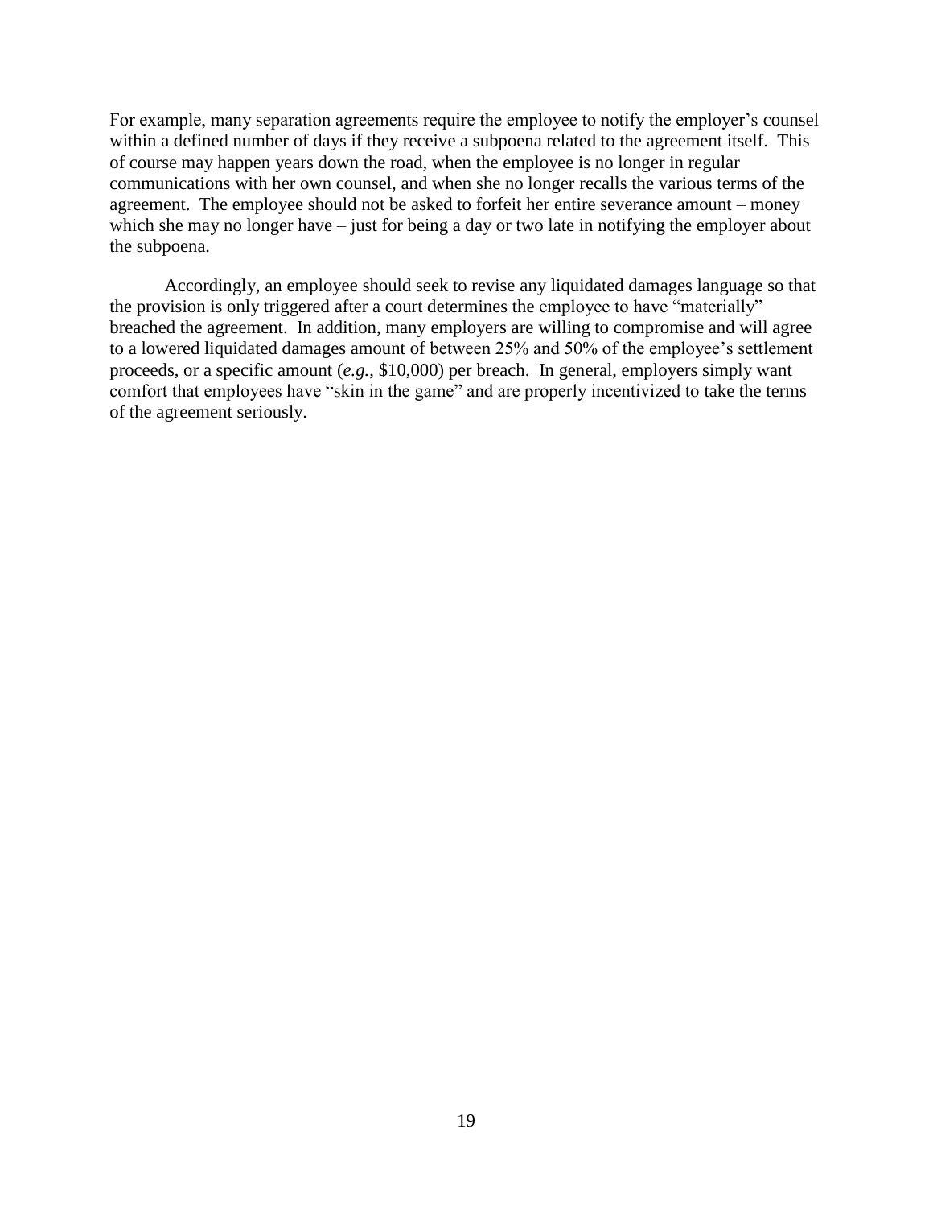For example, many separation agreements require the employee to notify the employer's counsel within a defined number of days if they receive a subpoena related to the agreement itself. This of course may happen years down the road, when the employee is no longer in regular communications with her own counsel, and when she no longer recalls the various terms of the agreement. The employee should not be asked to forfeit her entire severance amount – money which she may no longer have – just for being a day or two late in notifying the employer about the subpoena.

Accordingly, an employee should seek to revise any liquidated damages language so that the provision is only triggered after a court determines the employee to have "materially" breached the agreement. In addition, many employers are willing to compromise and will agree to a lowered liquidated damages amount of between 25% and 50% of the employee's settlement proceeds, or a specific amount (*e.g.*, $10,000) per breach. In general, employers simply want comfort that employees have "skin in the game" and are properly incentivized to take the terms of the agreement seriously.